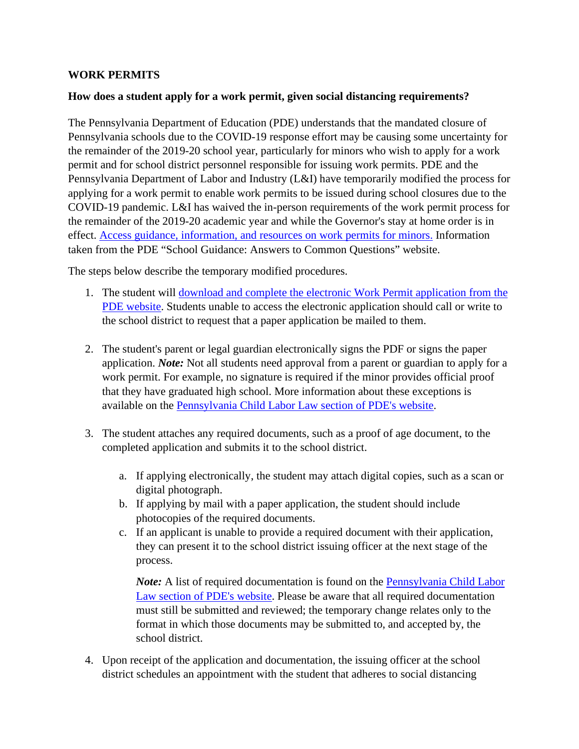**WORK PERMITS**

**How does a student apply for a work permit, given social distancing requirements?**

The Pennsylvania Department of Education (PDE) understands that the mandated closure of Pennsylvania schools due to the COVID-19 response effort may be causing some uncertainty for the remainder of the 2019-20 school year, particularly for minors who wish to apply for a work permit and for school district personnel responsible for issuing work permits. PDE and the Pennsylvania Department of Labor and Industry (L&I) have temporarily modified the process for applying for a work permit to enable work permits to be issued during school closures due to the COVID-19 pandemic. L&I has waived the in-person requirements of the work permit process for the remainder of the 2019-20 academic year and while the Governor's stay at home order is in effect. Access guidance, information, and resources on work permits for minors. Information taken from the PDE "School Guidance: Answers to Common Questions" website.

The steps below describe the temporary modified procedures.

1. The student will download and complete the electronic Work Permit application from the PDE website. Students unable to access the electronic application should call or write to the school district to request that a paper application be mailed to them.

2. The student's parent or legal guardian electronically signs the PDF or signs the paper application. ***Note:*** Not all students need approval from a parent or guardian to apply for a work permit. For example, no signature is required if the minor provides official proof that they have graduated high school. More information about these exceptions is available on the Pennsylvania Child Labor Law section of PDE's website.

3. The student attaches any required documents, such as a proof of age document, to the completed application and submits it to the school district.

    a. If applying electronically, the student may attach digital copies, such as a scan or digital photograph.
    b. If applying by mail with a paper application, the student should include photocopies of the required documents.
    c. If an applicant is unable to provide a required document with their application, they can present it to the school district issuing officer at the next stage of the process.

    ***Note:*** A list of required documentation is found on the Pennsylvania Child Labor Law section of PDE's website. Please be aware that all required documentation must still be submitted and reviewed; the temporary change relates only to the format in which those documents may be submitted to, and accepted by, the school district.

4. Upon receipt of the application and documentation, the issuing officer at the school district schedules an appointment with the student that adheres to social distancing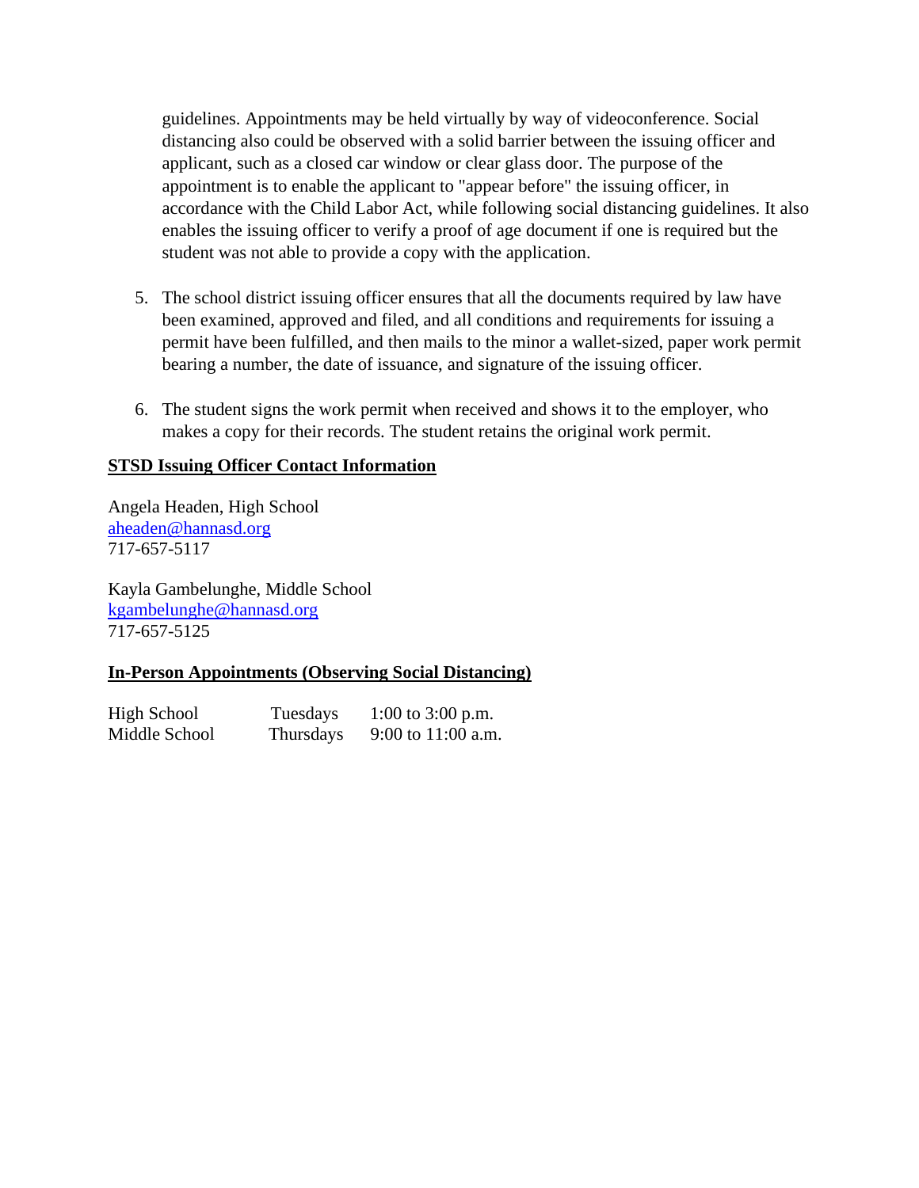guidelines. Appointments may be held virtually by way of videoconference. Social distancing also could be observed with a solid barrier between the issuing officer and applicant, such as a closed car window or clear glass door. The purpose of the appointment is to enable the applicant to "appear before" the issuing officer, in accordance with the Child Labor Act, while following social distancing guidelines. It also enables the issuing officer to verify a proof of age document if one is required but the student was not able to provide a copy with the application.

5. The school district issuing officer ensures that all the documents required by law have been examined, approved and filed, and all conditions and requirements for issuing a permit have been fulfilled, and then mails to the minor a wallet-sized, paper work permit bearing a number, the date of issuance, and signature of the issuing officer.

6. The student signs the work permit when received and shows it to the employer, who makes a copy for their records. The student retains the original work permit.

**STSD Issuing Officer Contact Information**

Angela Headen, High School
aheaden@hannasd.org
717-657-5117

Kayla Gambelunghe, Middle School
kgambelunghe@hannasd.org
717-657-5125

**In-Person Appointments (Observing Social Distancing)**

| | | |
|---|---|---|
| High School | Tuesdays | 1:00 to 3:00 p.m. |
| Middle School | Thursdays | 9:00 to 11:00 a.m. |